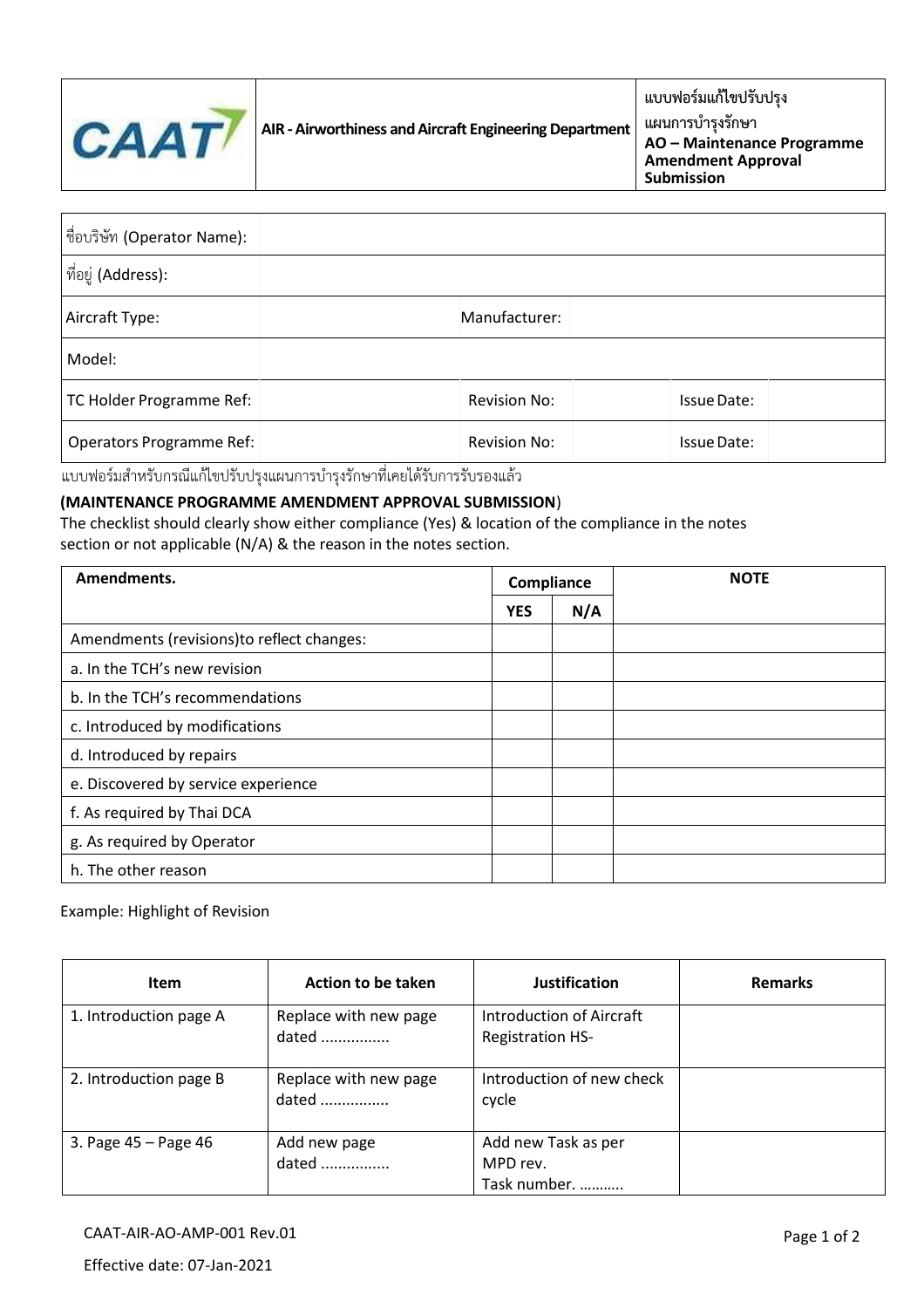| CAAT | AIR - Airworthiness and Aircraft Engineering Department | แบบฟอร์มแก้ไขปรับปรุงแผนการบำรุงรักษา **AO – Maintenance Programme Amendment Approval Submission** |
|---|---|---|

| | | | | | |
|---|---|---|---|---|---|
| ชื่อบริษัท (Operator Name): | | | | | |
| ที่อยู่ (Address): | | | | | |
| Aircraft Type: | | Manufacturer: | | | |
| Model: | | | | | |
| TC Holder Programme Ref: | | Revision No: | | Issue Date: | |
| Operators Programme Ref: | | Revision No: | | Issue Date: | |

แบบฟอร์มสำหรับกรณีแก้ไขปรับปรุงแผนการบำรุงรักษาที่เคยได้รับการรับรองแล้ว

**(MAINTENANCE PROGRAMME AMENDMENT APPROVAL SUBMISSION)**
The checklist should clearly show either compliance (Yes) & location of the compliance in the notes section or not applicable (N/A) & the reason in the notes section.

| **Amendments.** | **Compliance** | | **NOTE** |
|---|---|---|---|
| | **YES** | **N/A** | |
| Amendments (revisions)to reflect changes: | | | |
| a. In the TCH's new revision | | | |
| b. In the TCH's recommendations | | | |
| c. Introduced by modifications | | | |
| d. Introduced by repairs | | | |
| e. Discovered by service experience | | | |
| f. As required by Thai DCA | | | |
| g. As required by Operator | | | |
| h. The other reason | | | |

Example: Highlight of Revision

| **Item** | **Action to be taken** | **Justification** | **Remarks** |
|---|---|---|---|
| 1. Introduction page A | Replace with new page dated ................ | Introduction of Aircraft Registration HS- | |
| 2. Introduction page B | Replace with new page dated ................ | Introduction of new check cycle | |
| 3. Page 45 – Page 46 | Add new page dated ................ | Add new Task as per MPD rev. Task number. ……….. | |

CAAT-AIR-AO-AMP-001 Rev.01

Effective date: 07-Jan-2021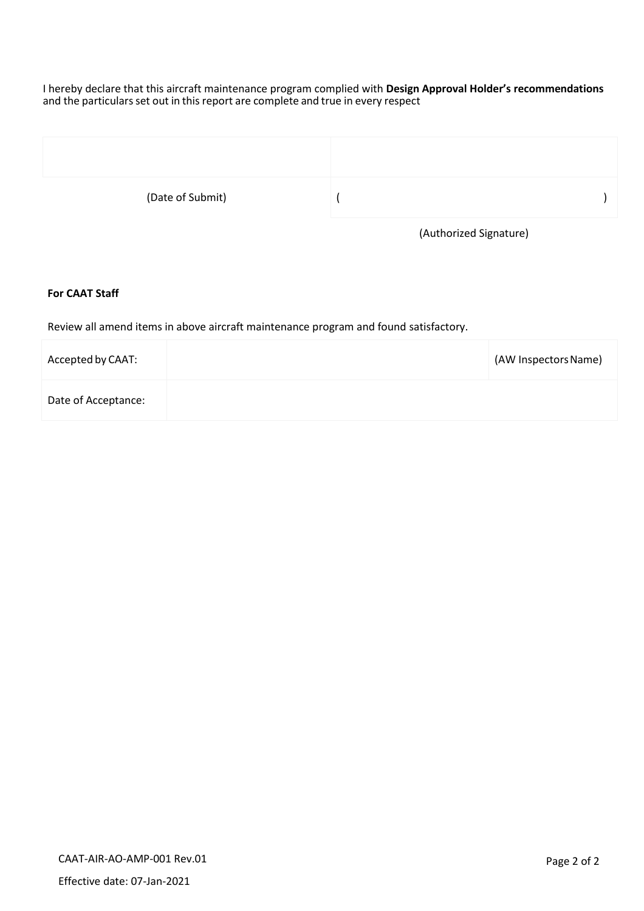I hereby declare that this aircraft maintenance program complied with **Design Approval Holder's recommendations** and the particulars set out in this report are complete and true in every respect

| | |
|---|---|
| | |
| (Date of Submit) | ( ) |

(Authorized Signature)

**For CAAT Staff**

Review all amend items in above aircraft maintenance program and found satisfactory.

| | | |
|---|---|---|
| Accepted by CAAT: | | (AW Inspectors Name) |
| Date of Acceptance: | | |

CAAT-AIR-AO-AMP-001 Rev.01

Effective date: 07-Jan-2021